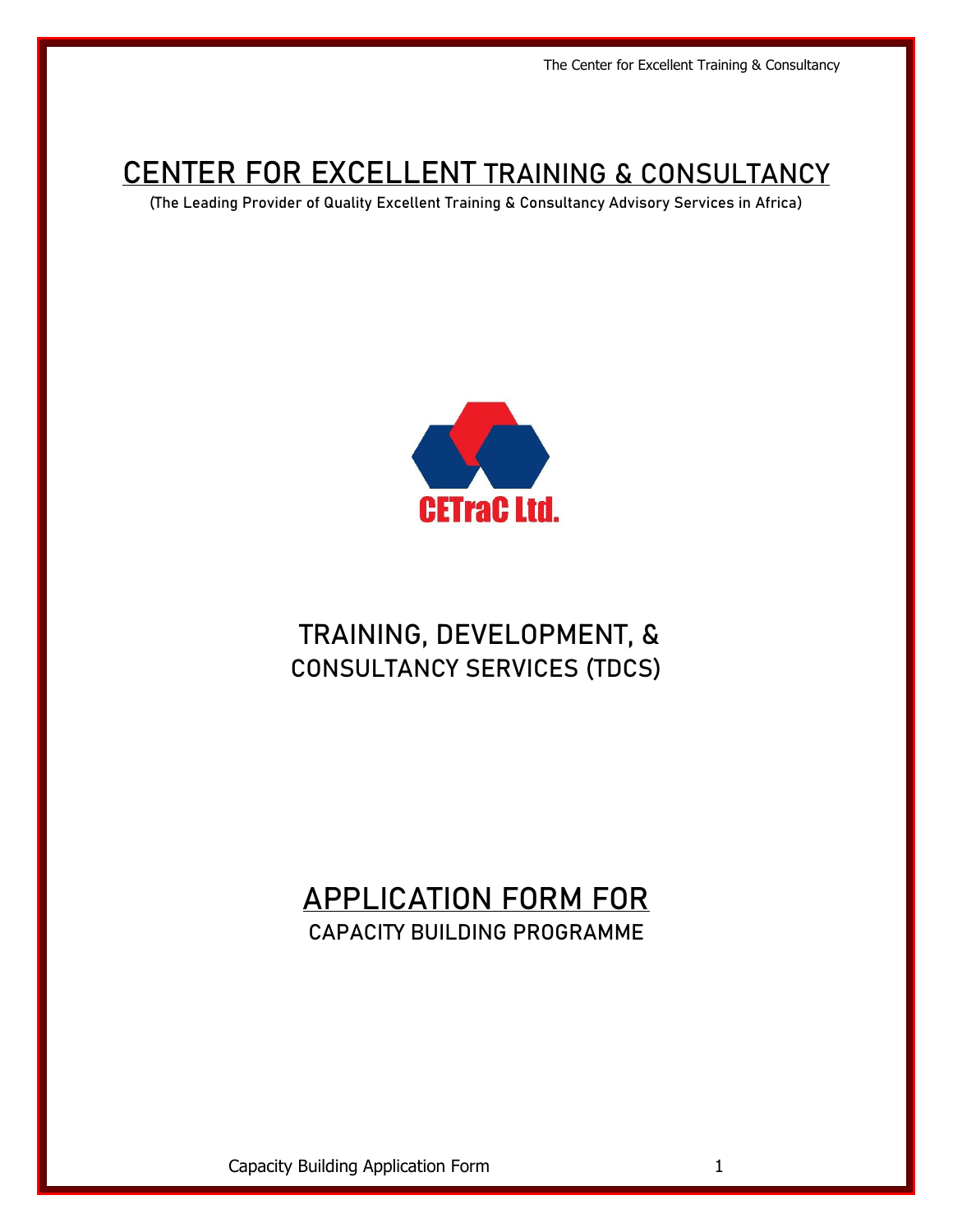# CENTER FOR EXCELLENT TRAINING & CONSULTANCY

(The Leading Provider of Quality Excellent Training & Consultancy Advisory Services in Africa)

CETraC Ltd.

## TRAINING, DEVELOPMENT, & CONSULTANCY SERVICES (TDCS)

## APPLICATION FORM FOR CAPACITY BUILDING PROGRAMME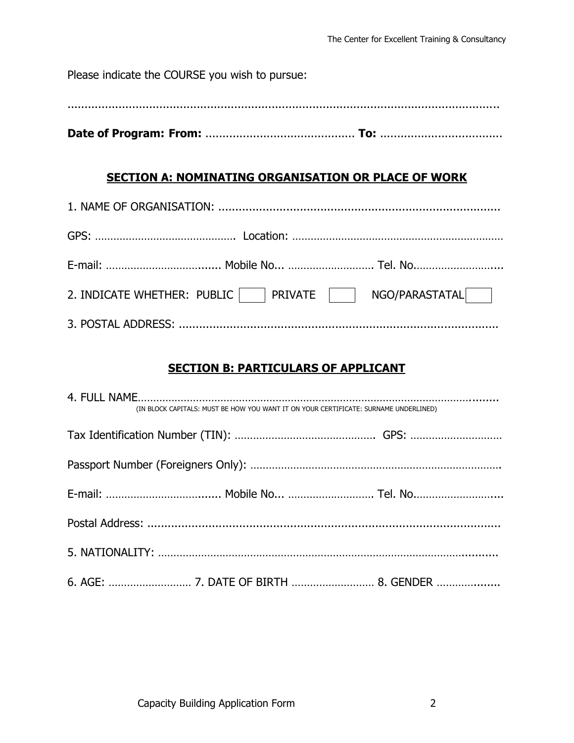Please indicate the COURSE you wish to pursue:

……………………………………………………………………………………………………………

**Date of Program: From:** ……………………………………… **To:** ………………………………

## SECTION A: NOMINATING ORGANISATION OR PLACE OF WORK

1. NAME OF ORGANISATION: ………………………………………………………………………….

GPS: ………………………………………. Location: ……………………………………………………………

E-mail: ……………………………..... Mobile No... ……………………… Tel. No……………………….

2. INDICATE WHETHER: PUBLIC ☐ PRIVATE ☐ NGO/PARASTATAL ☐

3. POSTAL ADDRESS: …………………………………………………………………………………

## SECTION B: PARTICULARS OF APPLICANT

4. FULL NAME…………………………………………………………………………………………………….
(IN BLOCK CAPITALS: MUST BE HOW YOU WANT IT ON YOUR CERTIFICATE: SURNAME UNDERLINED)

Tax Identification Number (TIN): ………………………………………. GPS: ………………………..

Passport Number (Foreigners Only): ……………………………………………………………………….

E-mail: ……………………………..... Mobile No... ……………………… Tel. No……………………….

Postal Address: ………………………………………………………………………………………….

5. NATIONALITY: …………………………………………………………………………………………….

6. AGE: ……………………… 7. DATE OF BIRTH ……………………… 8. GENDER ………………..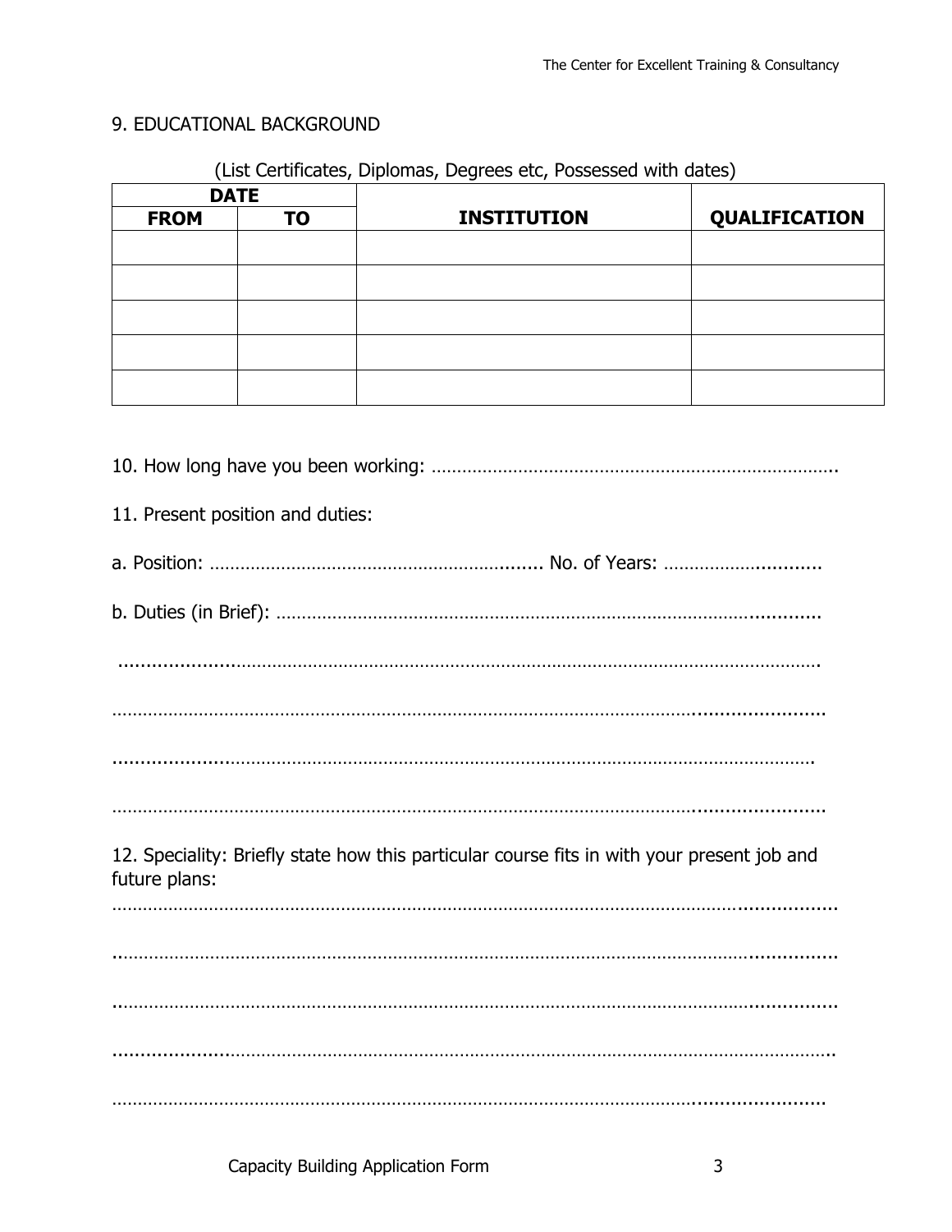9. EDUCATIONAL BACKGROUND

(List Certificates, Diplomas, Degrees etc, Possessed with dates)

| DATE | | INSTITUTION | QUALIFICATION |
|---|---|---|---|
| FROM | TO | | |
| | | | |
| | | | |
| | | | |
| | | | |
| | | | |

10. How long have you been working: ………………………………………………………………………..

11. Present position and duties:

a. Position: ………………………………………………………. No. of Years: ……………………….

b. Duties (in Brief): ……………………………………………………………………………………….

……………………………………………………………………………………………………………

……………………………………………………………………………………………………………

……………………………………………………………………………………………………………

……………………………………………………………………………………………………………

12. Speciality: Briefly state how this particular course fits in with your present job and future plans:

……………………………………………………………………………………………………………

……………………………………………………………………………………………………………

……………………………………………………………………………………………………………

……………………………………………………………………………………………………………

……………………………………………………………………………………………………………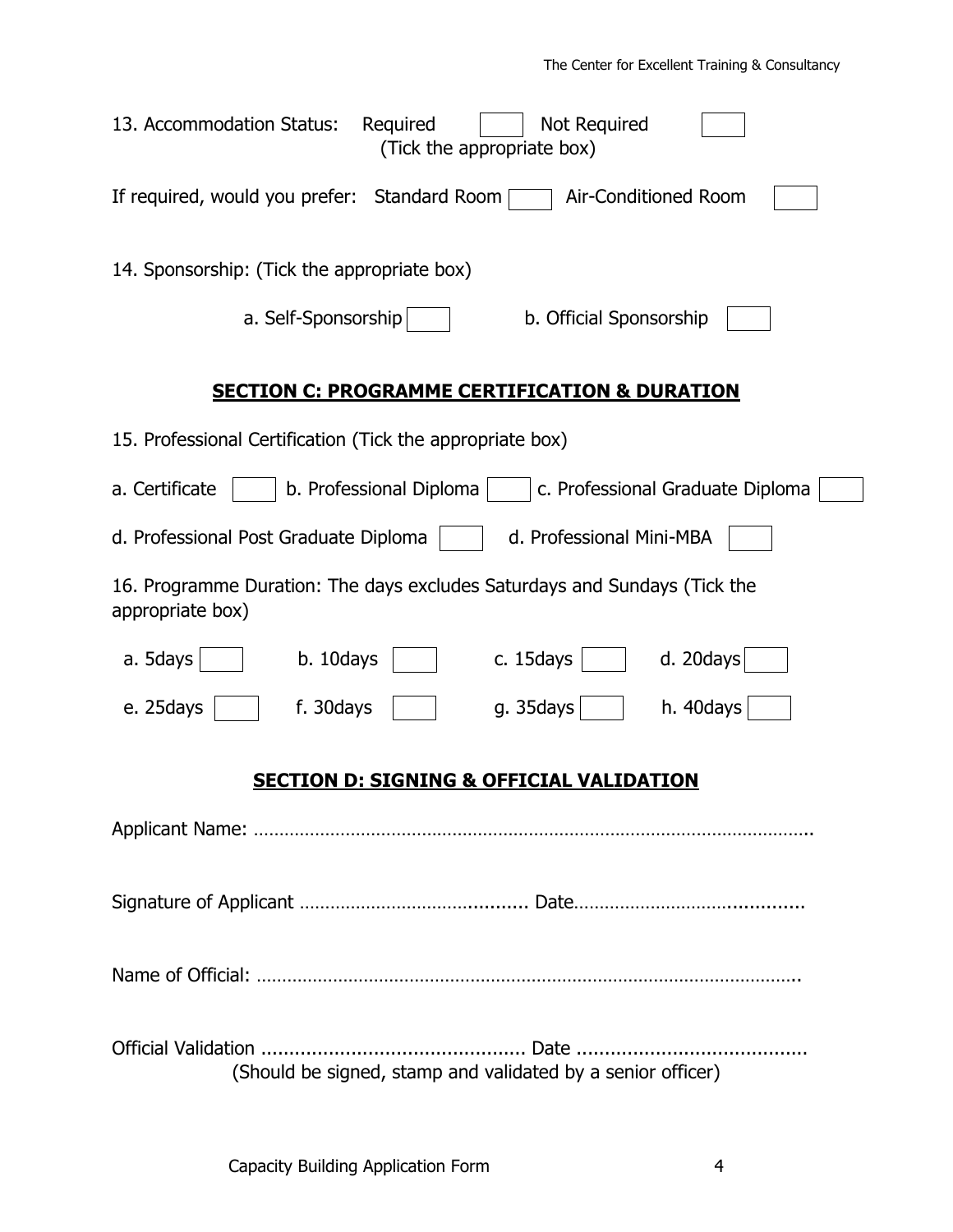13. Accommodation Status: Required ☐ Not Required ☐
(Tick the appropriate box)

If required, would you prefer: Standard Room ☐ Air-Conditioned Room ☐

14. Sponsorship: (Tick the appropriate box)

a. Self-Sponsorship ☐ b. Official Sponsorship ☐

## SECTION C: PROGRAMME CERTIFICATION & DURATION

15. Professional Certification (Tick the appropriate box)

a. Certificate ☐ b. Professional Diploma ☐ c. Professional Graduate Diploma ☐

d. Professional Post Graduate Diploma ☐ d. Professional Mini-MBA ☐

16. Programme Duration: The days excludes Saturdays and Sundays (Tick the appropriate box)

a. 5days ☐ b. 10days ☐ c. 15days ☐ d. 20days ☐

e. 25days ☐ f. 30days ☐ g. 35days ☐ h. 40days ☐

## SECTION D: SIGNING & OFFICIAL VALIDATION

Applicant Name: ………………………………………………………………………………………….

Signature of Applicant ……………………………........... Date……………………….............

Name of Official: ………………………………………………………………………………………..

Official Validation ............................................. Date .......................................
(Should be signed, stamp and validated by a senior officer)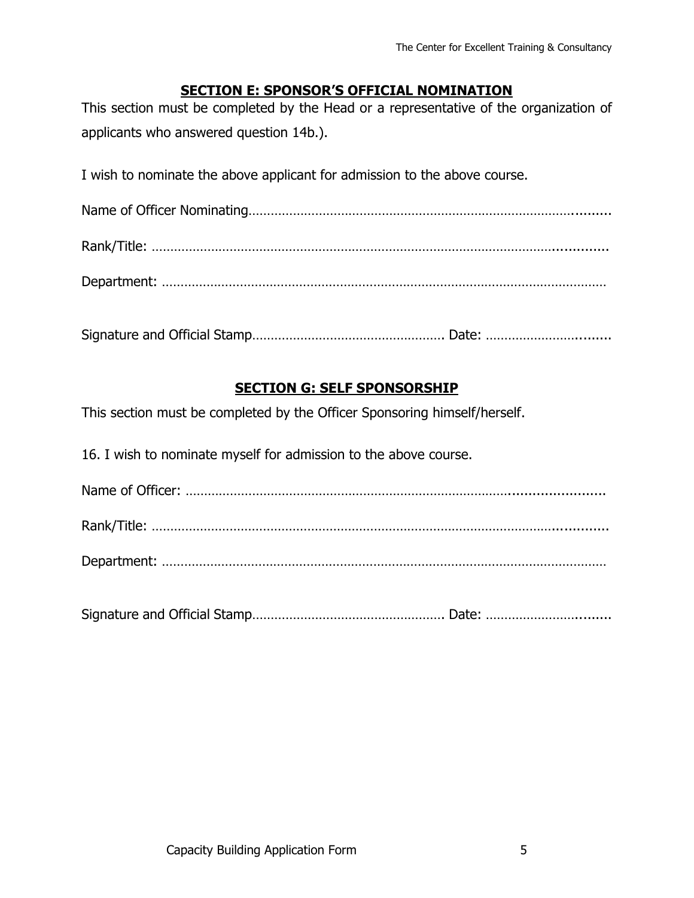## SECTION E: SPONSOR'S OFFICIAL NOMINATION

This section must be completed by the Head or a representative of the organization of applicants who answered question 14b.).

I wish to nominate the above applicant for admission to the above course.

Name of Officer Nominating……………………………………………………………………………..........

Rank/Title: ……………………………………………………………………………………………..............

Department: ……………………………………………………………………………………………………

Signature and Official Stamp……………………………………………. Date: ……………………..........

## SECTION G: SELF SPONSORSHIP

This section must be completed by the Officer Sponsoring himself/herself.

16. I wish to nominate myself for admission to the above course.

Name of Officer: ……………………………………………………………………........................

Rank/Title: ……………………………………………………………………………………………..............

Department: ……………………………………………………………………………………………………

Signature and Official Stamp……………………………………………. Date: ……………………..........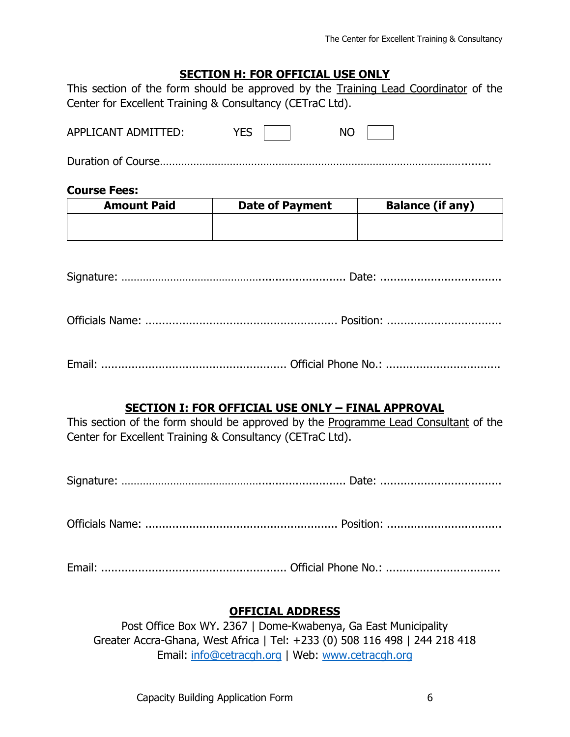## SECTION H: FOR OFFICIAL USE ONLY

This section of the form should be approved by the Training Lead Coordinator of the Center for Excellent Training & Consultancy (CETraC Ltd).

APPLICANT ADMITTED: YES ☐ NO ☐

Duration of Course……………………………………………………………………………………………........

**Course Fees:**

| Amount Paid | Date of Payment | Balance (if any) |
|---|---|---|
| | | |

Signature: …………………………………………………………….......... Date: ...................................

Officials Name: ........................................................ Position: .................................

Email: ...................................................... Official Phone No.: .................................

## SECTION I: FOR OFFICIAL USE ONLY – FINAL APPROVAL

This section of the form should be approved by the Programme Lead Consultant of the Center for Excellent Training & Consultancy (CETraC Ltd).

Signature: …………………………………………………………….......... Date: ...................................

Officials Name: ........................................................ Position: .................................

Email: ...................................................... Official Phone No.: .................................

## OFFICIAL ADDRESS

Post Office Box WY. 2367 | Dome-Kwabenya, Ga East Municipality
Greater Accra-Ghana, West Africa | Tel: +233 (0) 508 116 498 | 244 218 418
Email: info@cetracgh.org | Web: www.cetracgh.org